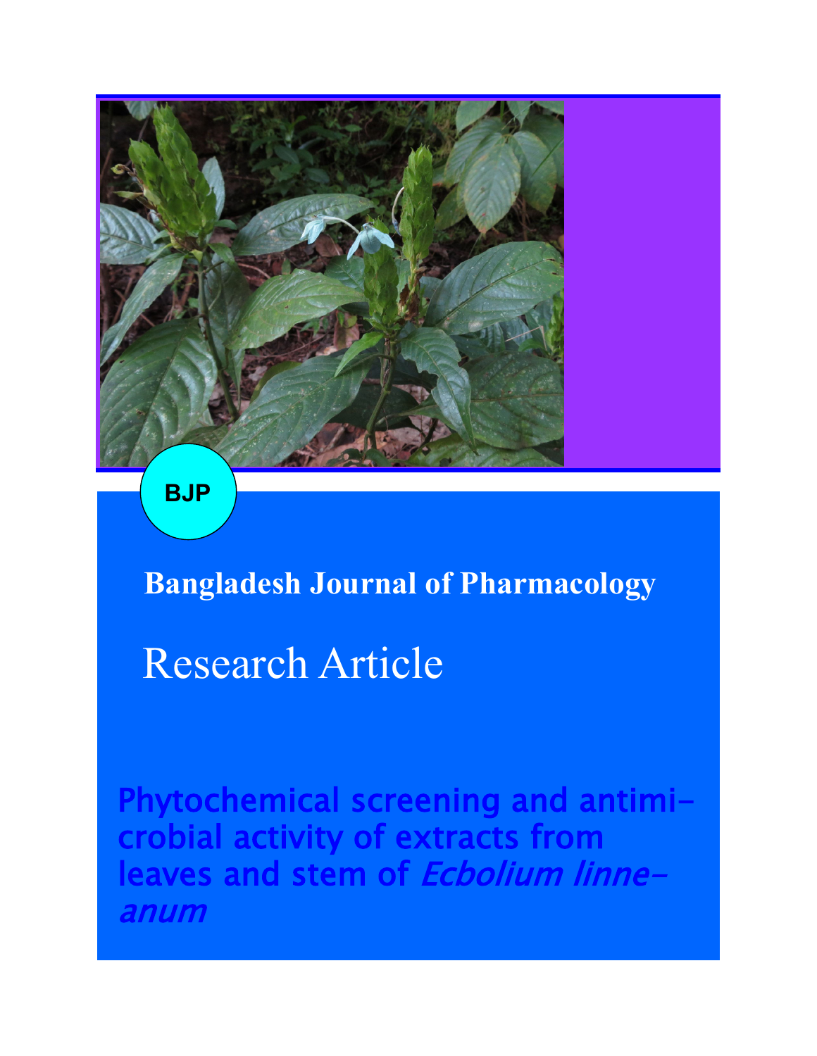BJP

**Bangladesh Journal of Pharmacology**

Research Article

# Phytochemical screening and antimicrobial activity of extracts from leaves and stem of *Ecbolium linneanum*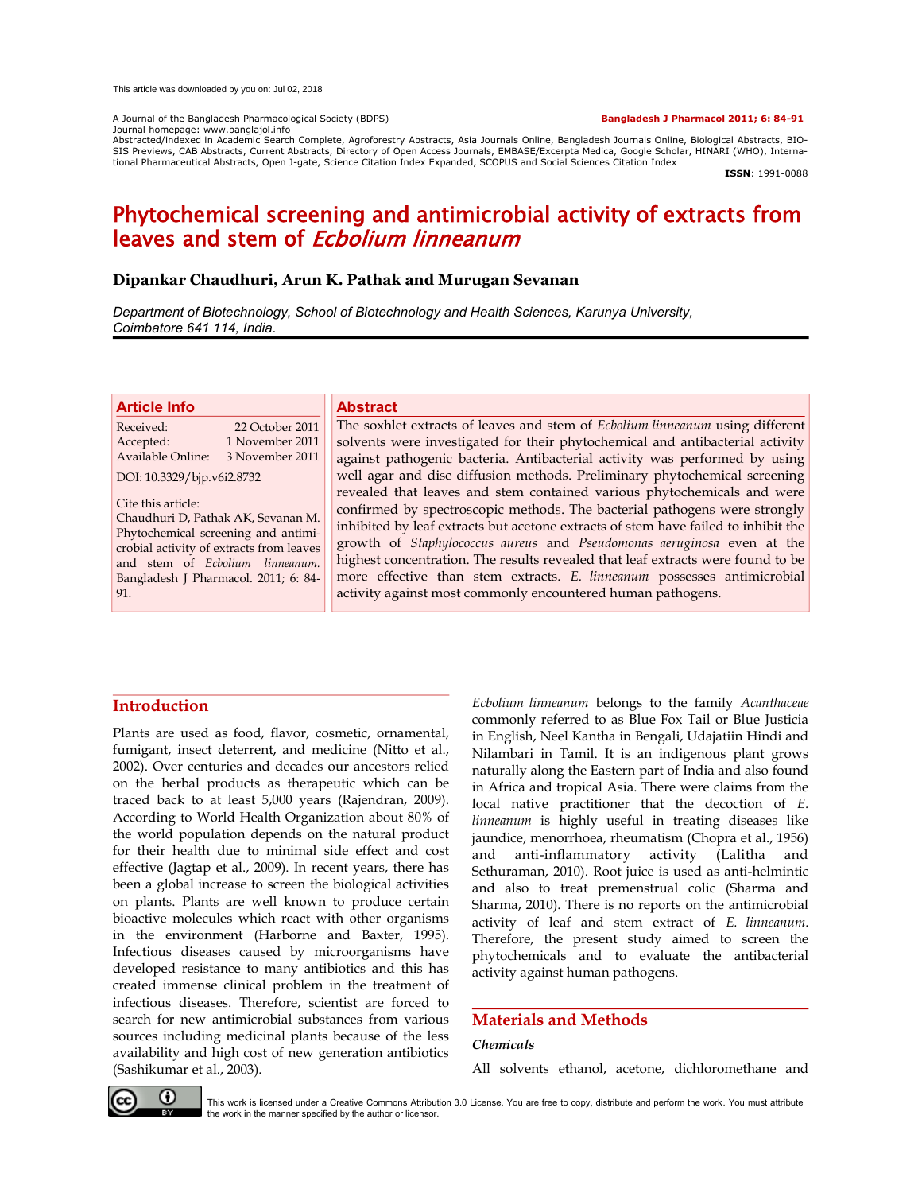This article was downloaded by you on: Jul 02, 2018

A Journal of the Bangladesh Pharmacological Society (BDPS)
Journal homepage: www.banglajol.info
Abstracted/indexed in Academic Search Complete, Agroforestry Abstracts, Asia Journals Online, Bangladesh Journals Online, Biological Abstracts, BIOSIS Previews, CAB Abstracts, Current Abstracts, Directory of Open Access Journals, EMBASE/Excerpta Medica, Google Scholar, HINARI (WHO), International Pharmaceutical Abstracts, Open J-gate, Science Citation Index Expanded, SCOPUS and Social Sciences Citation Index

**Bangladesh J Pharmacol 2011; 6: 84-91**

**ISSN**: 1991-0088

# Phytochemical screening and antimicrobial activity of extracts from leaves and stem of *Ecbolium linneanum*

**Dipankar Chaudhuri, Arun K. Pathak and Murugan Sevanan**

*Department of Biotechnology, School of Biotechnology and Health Sciences, Karunya University, Coimbatore 641 114, India.*

## Article Info

Received: 22 October 2011
Accepted: 1 November 2011
Available Online: 3 November 2011

DOI: 10.3329/bjp.v6i2.8732

Cite this article:
Chaudhuri D, Pathak AK, Sevanan M. Phytochemical screening and antimicrobial activity of extracts from leaves and stem of *Ecbolium linneanum.* Bangladesh J Pharmacol. 2011; 6: 84-91.

## Abstract

The soxhlet extracts of leaves and stem of *Ecbolium linneanum* using different solvents were investigated for their phytochemical and antibacterial activity against pathogenic bacteria. Antibacterial activity was performed by using well agar and disc diffusion methods. Preliminary phytochemical screening revealed that leaves and stem contained various phytochemicals and were confirmed by spectroscopic methods. The bacterial pathogens were strongly inhibited by leaf extracts but acetone extracts of stem have failed to inhibit the growth of *Staphylococcus aureus* and *Pseudomonas aeruginosa* even at the highest concentration. The results revealed that leaf extracts were found to be more effective than stem extracts. *E. linneanum* possesses antimicrobial activity against most commonly encountered human pathogens.

## Introduction

Plants are used as food, flavor, cosmetic, ornamental, fumigant, insect deterrent, and medicine (Nitto et al., 2002). Over centuries and decades our ancestors relied on the herbal products as therapeutic which can be traced back to at least 5,000 years (Rajendran, 2009). According to World Health Organization about 80% of the world population depends on the natural product for their health due to minimal side effect and cost effective (Jagtap et al., 2009). In recent years, there has been a global increase to screen the biological activities on plants. Plants are well known to produce certain bioactive molecules which react with other organisms in the environment (Harborne and Baxter, 1995). Infectious diseases caused by microorganisms have developed resistance to many antibiotics and this has created immense clinical problem in the treatment of infectious diseases. Therefore, scientist are forced to search for new antimicrobial substances from various sources including medicinal plants because of the less availability and high cost of new generation antibiotics (Sashikumar et al., 2003).

*Ecbolium linneanum* belongs to the family *Acanthaceae* commonly referred to as Blue Fox Tail or Blue Justicia in English, Neel Kantha in Bengali, Udajatiin Hindi and Nilambari in Tamil. It is an indigenous plant grows naturally along the Eastern part of India and also found in Africa and tropical Asia. There were claims from the local native practitioner that the decoction of *E. linneanum* is highly useful in treating diseases like jaundice, menorrhoea, rheumatism (Chopra et al., 1956) and anti-inflammatory activity (Lalitha and Sethuraman, 2010). Root juice is used as anti-helmintic and also to treat premenstrual colic (Sharma and Sharma, 2010). There is no reports on the antimicrobial activity of leaf and stem extract of *E. linneanum*. Therefore, the present study aimed to screen the phytochemicals and to evaluate the antibacterial activity against human pathogens.

## Materials and Methods

### Chemicals

All solvents ethanol, acetone, dichloromethane and

This work is licensed under a Creative Commons Attribution 3.0 License. You are free to copy, distribute and perform the work. You must attribute the work in the manner specified by the author or licensor.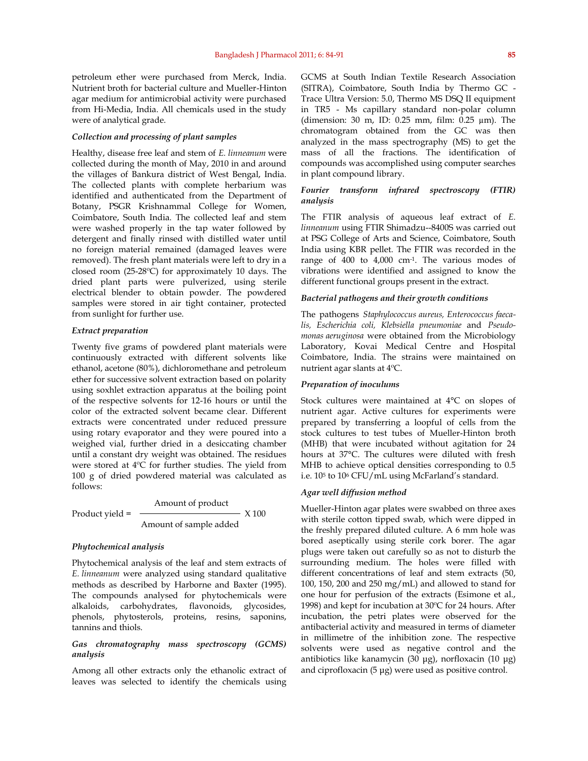petroleum ether were purchased from Merck, India. Nutrient broth for bacterial culture and Mueller-Hinton agar medium for antimicrobial activity were purchased from Hi-Media, India. All chemicals used in the study were of analytical grade.

### *Collection and processing of plant samples*

Healthy, disease free leaf and stem of *E. linneanum* were collected during the month of May, 2010 in and around the villages of Bankura district of West Bengal, India. The collected plants with complete herbarium was identified and authenticated from the Department of Botany, PSGR Krishnammal College for Women, Coimbatore, South India. The collected leaf and stem were washed properly in the tap water followed by detergent and finally rinsed with distilled water until no foreign material remained (damaged leaves were removed). The fresh plant materials were left to dry in a closed room (25-28ºC) for approximately 10 days. The dried plant parts were pulverized, using sterile electrical blender to obtain powder. The powdered samples were stored in air tight container, protected from sunlight for further use.

### *Extract preparation*

Twenty five grams of powdered plant materials were continuously extracted with different solvents like ethanol, acetone (80%), dichloromethane and petroleum ether for successive solvent extraction based on polarity using soxhlet extraction apparatus at the boiling point of the respective solvents for 12-16 hours or until the color of the extracted solvent became clear. Different extracts were concentrated under reduced pressure using rotary evaporator and they were poured into a weighed vial, further dried in a desiccating chamber until a constant dry weight was obtained. The residues were stored at 4ºC for further studies. The yield from 100 g of dried powdered material was calculated as follows:

$$\text{Product yield} = \frac{\text{Amount of product}}{\text{Amount of sample added}} \times 100$$

### *Phytochemical analysis*

Phytochemical analysis of the leaf and stem extracts of *E. linneanum* were analyzed using standard qualitative methods as described by Harborne and Baxter (1995). The compounds analysed for phytochemicals were alkaloids, carbohydrates, flavonoids, glycosides, phenols, phytosterols, proteins, resins, saponins, tannins and thiols.

### *Gas chromatography mass spectroscopy (GCMS) analysis*

Among all other extracts only the ethanolic extract of leaves was selected to identify the chemicals using GCMS at South Indian Textile Research Association (SITRA), Coimbatore, South India by Thermo GC - Trace Ultra Version: 5.0, Thermo MS DSQ II equipment in TR5 - Ms capillary standard non-polar column (dimension: 30 m, ID: 0.25 mm, film: 0.25 µm). The chromatogram obtained from the GC was then analyzed in the mass spectrography (MS) to get the mass of all the fractions. The identification of compounds was accomplished using computer searches in plant compound library.

### *Fourier transform infrared spectroscopy (FTIR) analysis*

The FTIR analysis of aqueous leaf extract of *E. linneanum* using FTIR Shimadzu--8400S was carried out at PSG College of Arts and Science, Coimbatore, South India using KBR pellet. The FTIR was recorded in the range of 400 to 4,000 $cm^{-1}$. The various modes of vibrations were identified and assigned to know the different functional groups present in the extract.

### *Bacterial pathogens and their growth conditions*

The pathogens *Staphylococcus aureus, Enterococcus faecalis, Escherichia coli, Klebsiella pneumoniae* and *Pseudomonas aeruginosa* were obtained from the Microbiology Laboratory, Kovai Medical Centre and Hospital Coimbatore, India. The strains were maintained on nutrient agar slants at 4ºC.

### *Preparation of inoculums*

Stock cultures were maintained at 4°C on slopes of nutrient agar. Active cultures for experiments were prepared by transferring a loopful of cells from the stock cultures to test tubes of Mueller-Hinton broth (MHB) that were incubated without agitation for 24 hours at 37°C. The cultures were diluted with fresh MHB to achieve optical densities corresponding to 0.5 i.e. $10^5$ to $10^6$ CFU/mL using McFarland's standard.

### *Agar well diffusion method*

Mueller-Hinton agar plates were swabbed on three axes with sterile cotton tipped swab, which were dipped in the freshly prepared diluted culture. A 6 mm hole was bored aseptically using sterile cork borer. The agar plugs were taken out carefully so as not to disturb the surrounding medium. The holes were filled with different concentrations of leaf and stem extracts (50, 100, 150, 200 and 250 mg/mL) and allowed to stand for one hour for perfusion of the extracts (Esimone et al., 1998) and kept for incubation at 30ºC for 24 hours. After incubation, the petri plates were observed for the antibacterial activity and measured in terms of diameter in millimetre of the inhibition zone. The respective solvents were used as negative control and the antibiotics like kanamycin (30 µg), norfloxacin (10 µg) and ciprofloxacin (5 µg) were used as positive control.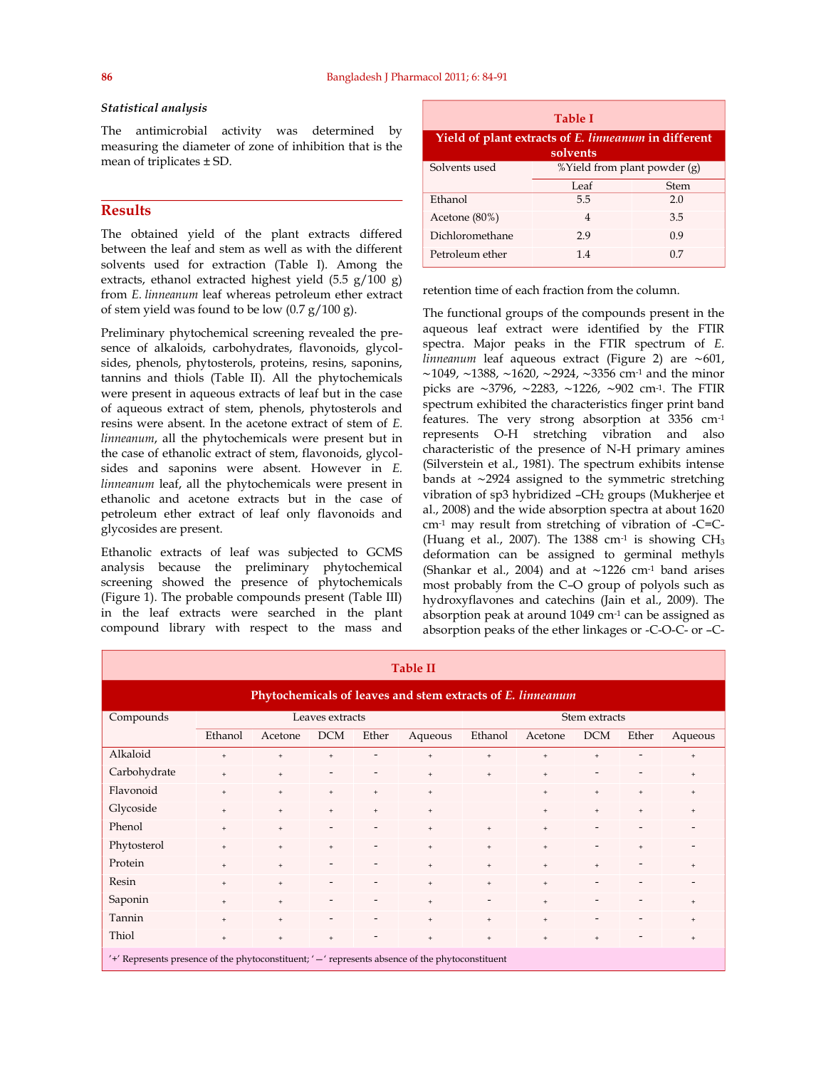*Statistical analysis*

The antimicrobial activity was determined by measuring the diameter of zone of inhibition that is the mean of triplicates ± SD.

## Results

The obtained yield of the plant extracts differed between the leaf and stem as well as with the different solvents used for extraction (Table I). Among the extracts, ethanol extracted highest yield (5.5 g/100 g) from *E. linneanum* leaf whereas petroleum ether extract of stem yield was found to be low (0.7 g/100 g).

**Table I**

**Yield of plant extracts of *E. linneanum* in different solvents**

| Solvents used | %Yield from plant powder (g) | |
|---|---|---|
| | Leaf | Stem |
| Ethanol | 5.5 | 2.0 |
| Acetone (80%) | 4 | 3.5 |
| Dichloromethane | 2.9 | 0.9 |
| Petroleum ether | 1.4 | 0.7 |

Preliminary phytochemical screening revealed the presence of alkaloids, carbohydrates, flavonoids, glycolsides, phenols, phytosterols, proteins, resins, saponins, tannins and thiols (Table II). All the phytochemicals were present in aqueous extracts of leaf but in the case of aqueous extract of stem, phenols, phytosterols and resins were absent. In the acetone extract of stem of *E. linneanum*, all the phytochemicals were present but in the case of ethanolic extract of stem, flavonoids, glycolsides and saponins were absent. However in *E. linneanum* leaf, all the phytochemicals were present in ethanolic and acetone extracts but in the case of petroleum ether extract of leaf only flavonoids and glycosides are present.

Ethanolic extracts of leaf was subjected to GCMS analysis because the preliminary phytochemical screening showed the presence of phytochemicals (Figure 1). The probable compounds present (Table III) in the leaf extracts were searched in the plant compound library with respect to the mass and retention time of each fraction from the column.

The functional groups of the compounds present in the aqueous leaf extract were identified by the FTIR spectra. Major peaks in the FTIR spectrum of *E. linneanum* leaf aqueous extract (Figure 2) are ~601, ~1049, ~1388, ~1620, ~2924, ~3356 cm$^{-1}$ and the minor picks are ~3796, ~2283, ~1226, ~902 cm$^{-1}$. The FTIR spectrum exhibited the characteristics finger print band features. The very strong absorption at 3356 cm$^{-1}$ represents O-H stretching vibration and also characteristic of the presence of N-H primary amines (Silverstein et al., 1981). The spectrum exhibits intense bands at ~2924 assigned to the symmetric stretching vibration of sp3 hybridized $-CH_2$ groups (Mukherjee et al., 2008) and the wide absorption spectra at about 1620 cm$^{-1}$ may result from stretching of vibration of -C=C- (Huang et al., 2007). The 1388 cm$^{-1}$ is showing $CH_3$ deformation can be assigned to germinal methyls (Shankar et al., 2004) and at ~1226 cm$^{-1}$ band arises most probably from the C–O group of polyols such as hydroxyflavones and catechins (Jain et al., 2009). The absorption peak at around 1049 cm$^{-1}$ can be assigned as absorption peaks of the ether linkages or -C-O-C- or –C-

**Table II**

**Phytochemicals of leaves and stem extracts of *E. linneanum***

| Compounds | Leaves extracts | | | | | Stem extracts | | | | |
|---|---|---|---|---|---|---|---|---|---|---|
| | Ethanol | Acetone | DCM | Ether | Aqueous | Ethanol | Acetone | DCM | Ether | Aqueous |
| Alkaloid | + | + | + | - | + | + | + | + | - | + |
| Carbohydrate | + | + | - | - | + | + | + | - | - | + |
| Flavonoid | + | + | + | + | + | | + | + | + | + |
| Glycoside | + | + | + | + | + | | + | + | + | + |
| Phenol | + | + | - | - | + | + | + | - | - | - |
| Phytosterol | + | + | + | - | + | + | + | - | + | - |
| Protein | + | + | - | - | + | + | + | + | - | + |
| Resin | + | + | - | - | + | + | + | - | - | - |
| Saponin | + | + | - | - | + | - | + | - | - | + |
| Tannin | + | + | - | - | + | + | + | - | - | + |
| Thiol | + | + | + | - | + | + | + | + | - | + |

'+' Represents presence of the phytoconstituent; '—' represents absence of the phytoconstituent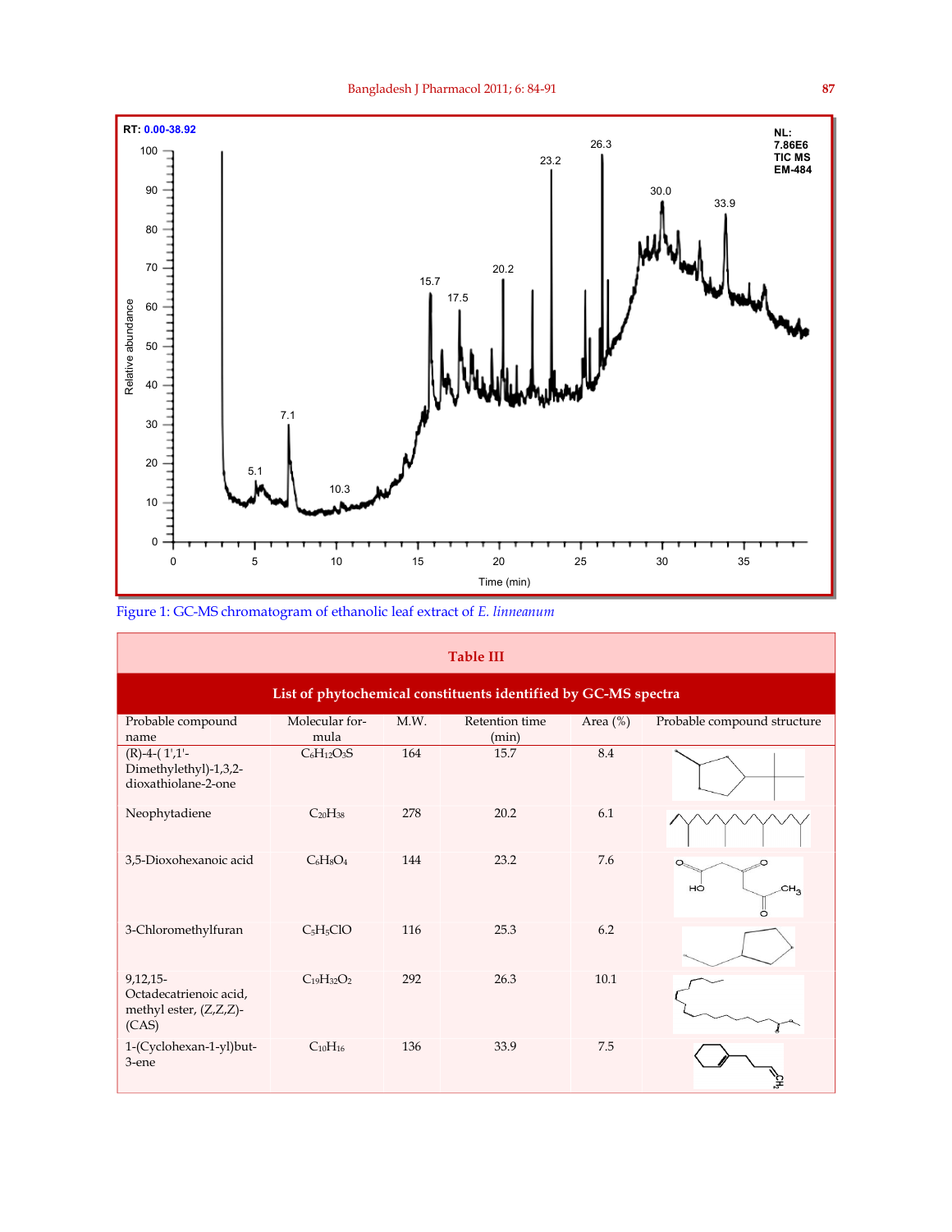Figure 1: GC-MS chromatogram of ethanolic leaf extract of *E. linneanum*

**Table III**

**List of phytochemical constituents identified by GC-MS spectra**

| Probable compound name | Molecular formula | M.W. | Retention time (min) | Area (%) | Probable compound structure |
|---|---|---|---|---|---|
| (R)-4-( 1',1'-Dimethylethyl)-1,3,2-dioxathiolane-2-one | $C_6H_{12}O_3S$ | 164 | 15.7 | 8.4 | |
| Neophytadiene | $C_{20}H_{38}$ | 278 | 20.2 | 6.1 | |
| 3,5-Dioxohexanoic acid | $C_6H_8O_4$ | 144 | 23.2 | 7.6 | |
| 3-Chloromethylfuran | $C_5H_5ClO$ | 116 | 25.3 | 6.2 | |
| 9,12,15-Octadecatrienoic acid, methyl ester, (Z,Z,Z)-(CAS) | $C_{19}H_{32}O_2$ | 292 | 26.3 | 10.1 | |
| 1-(Cyclohexan-1-yl)but-3-ene | $C_{10}H_{16}$ | 136 | 33.9 | 7.5 | |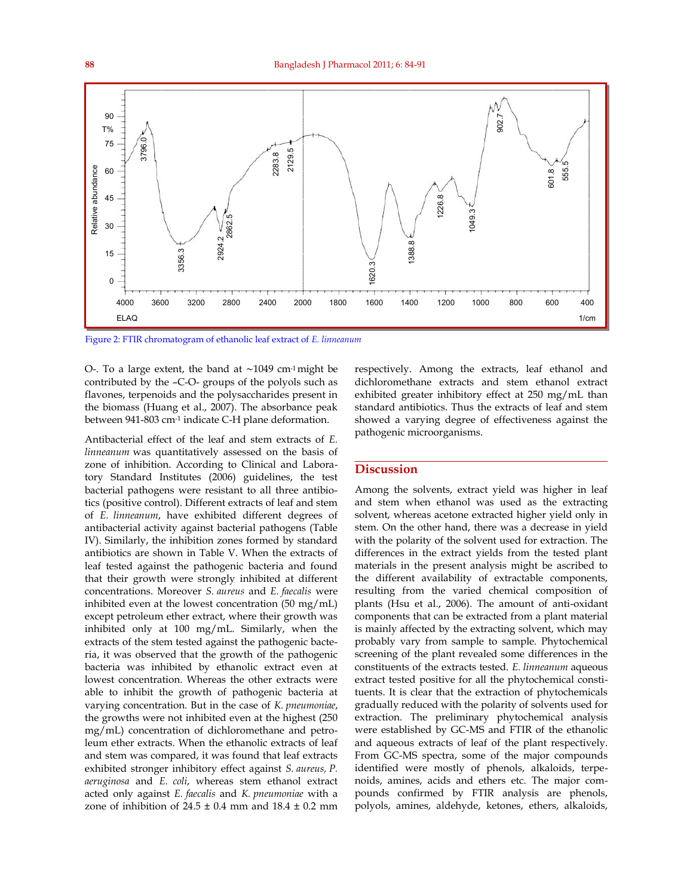Figure 2: FTIR chromatogram of ethanolic leaf extract of *E. linneanum*

O-. To a large extent, the band at ~1049 $cm^{-1}$ might be contributed by the –C-O- groups of the polyols such as flavones, terpenoids and the polysaccharides present in the biomass (Huang et al., 2007). The absorbance peak between 941-803 $cm^{-1}$ indicate C-H plane deformation.

Antibacterial effect of the leaf and stem extracts of *E. linneanum* was quantitatively assessed on the basis of zone of inhibition. According to Clinical and Laboratory Standard Institutes (2006) guidelines, the test bacterial pathogens were resistant to all three antibiotics (positive control). Different extracts of leaf and stem of *E. linneanum*, have exhibited different degrees of antibacterial activity against bacterial pathogens (Table IV). Similarly, the inhibition zones formed by standard antibiotics are shown in Table V. When the extracts of leaf tested against the pathogenic bacteria and found that their growth were strongly inhibited at different concentrations. Moreover *S. aureus* and *E. faecalis* were inhibited even at the lowest concentration (50 mg/mL) except petroleum ether extract, where their growth was inhibited only at 100 mg/mL. Similarly, when the extracts of the stem tested against the pathogenic bacteria, it was observed that the growth of the pathogenic bacteria was inhibited by ethanolic extract even at lowest concentration. Whereas the other extracts were able to inhibit the growth of pathogenic bacteria at varying concentration. But in the case of *K. pneumoniae*, the growths were not inhibited even at the highest (250 mg/mL) concentration of dichloromethane and petroleum ether extracts. When the ethanolic extracts of leaf and stem was compared, it was found that leaf extracts exhibited stronger inhibitory effect against *S. aureus, P. aeruginosa* and *E. coli*, whereas stem ethanol extract acted only against *E. faecalis* and *K. pneumoniae* with a zone of inhibition of 24.5 ± 0.4 mm and 18.4 ± 0.2 mm respectively. Among the extracts, leaf ethanol and dichloromethane extracts and stem ethanol extract exhibited greater inhibitory effect at 250 mg/mL than standard antibiotics. Thus the extracts of leaf and stem showed a varying degree of effectiveness against the pathogenic microorganisms.

## Discussion

Among the solvents, extract yield was higher in leaf and stem when ethanol was used as the extracting solvent, whereas acetone extracted higher yield only in stem. On the other hand, there was a decrease in yield with the polarity of the solvent used for extraction. The differences in the extract yields from the tested plant materials in the present analysis might be ascribed to the different availability of extractable components, resulting from the varied chemical composition of plants (Hsu et al., 2006). The amount of anti-oxidant components that can be extracted from a plant material is mainly affected by the extracting solvent, which may probably vary from sample to sample. Phytochemical screening of the plant revealed some differences in the constituents of the extracts tested. *E. linneanum* aqueous extract tested positive for all the phytochemical constituents. It is clear that the extraction of phytochemicals gradually reduced with the polarity of solvents used for extraction. The preliminary phytochemical analysis were established by GC-MS and FTIR of the ethanolic and aqueous extracts of leaf of the plant respectively. From GC-MS spectra, some of the major compounds identified were mostly of phenols, alkaloids, terpenoids, amines, acids and ethers etc. The major compounds confirmed by FTIR analysis are phenols, polyols, amines, aldehyde, ketones, ethers, alkaloids,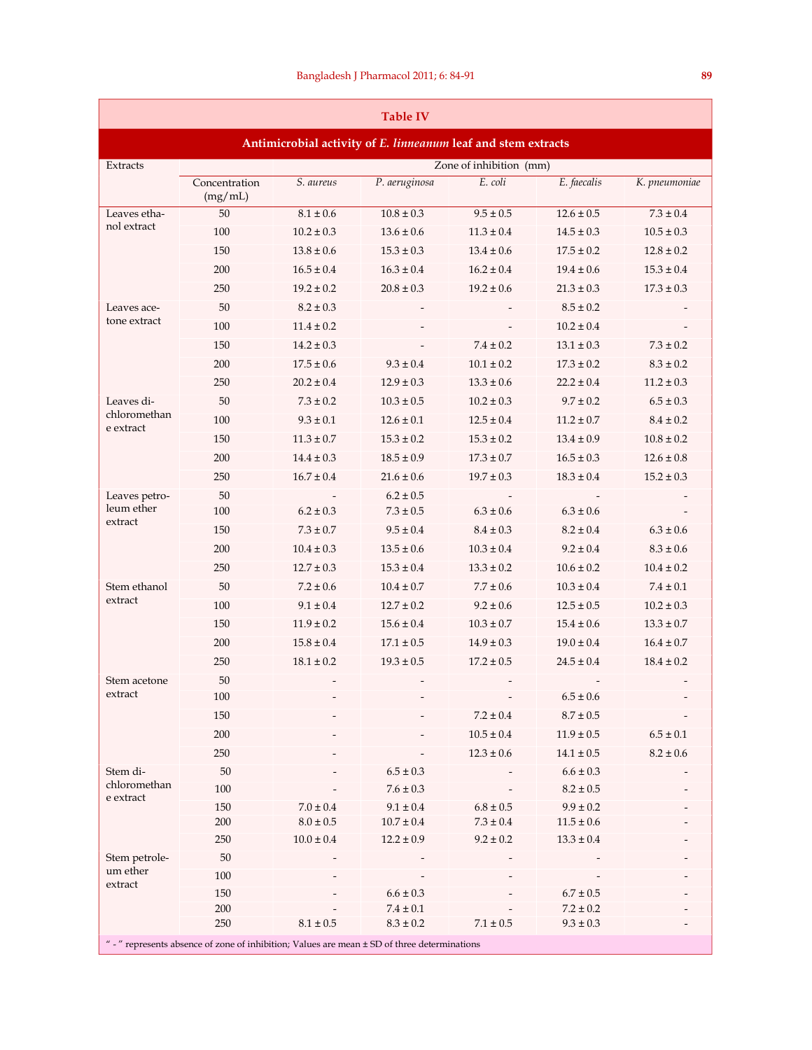**Table IV**

**Antimicrobial activity of *E. linneanum* leaf and stem extracts**

| Extracts | Concentration (mg/mL) | Zone of inhibition (mm) | | | | |
|---|---|---|---|---|---|---|
| | | *S. aureus* | *P. aeruginosa* | *E. coli* | *E. faecalis* | *K. pneumoniae* |
| Leaves ethanol extract | 50 | 8.1 ± 0.6 | 10.8 ± 0.3 | 9.5 ± 0.5 | 12.6 ± 0.5 | 7.3 ± 0.4 |
| | 100 | 10.2 ± 0.3 | 13.6 ± 0.6 | 11.3 ± 0.4 | 14.5 ± 0.3 | 10.5 ± 0.3 |
| | 150 | 13.8 ± 0.6 | 15.3 ± 0.3 | 13.4 ± 0.6 | 17.5 ± 0.2 | 12.8 ± 0.2 |
| | 200 | 16.5 ± 0.4 | 16.3 ± 0.4 | 16.2 ± 0.4 | 19.4 ± 0.6 | 15.3 ± 0.4 |
| | 250 | 19.2 ± 0.2 | 20.8 ± 0.3 | 19.2 ± 0.6 | 21.3 ± 0.3 | 17.3 ± 0.3 |
| Leaves acetone extract | 50 | 8.2 ± 0.3 | - | - | 8.5 ± 0.2 | - |
| | 100 | 11.4 ± 0.2 | - | - | 10.2 ± 0.4 | - |
| | 150 | 14.2 ± 0.3 | - | 7.4 ± 0.2 | 13.1 ± 0.3 | 7.3 ± 0.2 |
| | 200 | 17.5 ± 0.6 | 9.3 ± 0.4 | 10.1 ± 0.2 | 17.3 ± 0.2 | 8.3 ± 0.2 |
| | 250 | 20.2 ± 0.4 | 12.9 ± 0.3 | 13.3 ± 0.6 | 22.2 ± 0.4 | 11.2 ± 0.3 |
| Leaves dichloromethane extract | 50 | 7.3 ± 0.2 | 10.3 ± 0.5 | 10.2 ± 0.3 | 9.7 ± 0.2 | 6.5 ± 0.3 |
| | 100 | 9.3 ± 0.1 | 12.6 ± 0.1 | 12.5 ± 0.4 | 11.2 ± 0.7 | 8.4 ± 0.2 |
| | 150 | 11.3 ± 0.7 | 15.3 ± 0.2 | 15.3 ± 0.2 | 13.4 ± 0.9 | 10.8 ± 0.2 |
| | 200 | 14.4 ± 0.3 | 18.5 ± 0.9 | 17.3 ± 0.7 | 16.5 ± 0.3 | 12.6 ± 0.8 |
| | 250 | 16.7 ± 0.4 | 21.6 ± 0.6 | 19.7 ± 0.3 | 18.3 ± 0.4 | 15.2 ± 0.3 |
| Leaves petroleum ether extract | 50 | - | 6.2 ± 0.5 | - | - | - |
| | 100 | 6.2 ± 0.3 | 7.3 ± 0.5 | 6.3 ± 0.6 | 6.3 ± 0.6 | - |
| | 150 | 7.3 ± 0.7 | 9.5 ± 0.4 | 8.4 ± 0.3 | 8.2 ± 0.4 | 6.3 ± 0.6 |
| | 200 | 10.4 ± 0.3 | 13.5 ± 0.6 | 10.3 ± 0.4 | 9.2 ± 0.4 | 8.3 ± 0.6 |
| | 250 | 12.7 ± 0.3 | 15.3 ± 0.4 | 13.3 ± 0.2 | 10.6 ± 0.2 | 10.4 ± 0.2 |
| Stem ethanol extract | 50 | 7.2 ± 0.6 | 10.4 ± 0.7 | 7.7 ± 0.6 | 10.3 ± 0.4 | 7.4 ± 0.1 |
| | 100 | 9.1 ± 0.4 | 12.7 ± 0.2 | 9.2 ± 0.6 | 12.5 ± 0.5 | 10.2 ± 0.3 |
| | 150 | 11.9 ± 0.2 | 15.6 ± 0.4 | 10.3 ± 0.7 | 15.4 ± 0.6 | 13.3 ± 0.7 |
| | 200 | 15.8 ± 0.4 | 17.1 ± 0.5 | 14.9 ± 0.3 | 19.0 ± 0.4 | 16.4 ± 0.7 |
| | 250 | 18.1 ± 0.2 | 19.3 ± 0.5 | 17.2 ± 0.5 | 24.5 ± 0.4 | 18.4 ± 0.2 |
| Stem acetone extract | 50 | - | - | - | - | - |
| | 100 | - | - | - | 6.5 ± 0.6 | - |
| | 150 | - | - | 7.2 ± 0.4 | 8.7 ± 0.5 | - |
| | 200 | - | - | 10.5 ± 0.4 | 11.9 ± 0.5 | 6.5 ± 0.1 |
| | 250 | - | - | 12.3 ± 0.6 | 14.1 ± 0.5 | 8.2 ± 0.6 |
| Stem dichloromethane extract | 50 | - | 6.5 ± 0.3 | - | 6.6 ± 0.3 | - |
| | 100 | - | 7.6 ± 0.3 | - | 8.2 ± 0.5 | - |
| | 150 | 7.0 ± 0.4 | 9.1 ± 0.4 | 6.8 ± 0.5 | 9.9 ± 0.2 | - |
| | 200 | 8.0 ± 0.5 | 10.7 ± 0.4 | 7.3 ± 0.4 | 11.5 ± 0.6 | - |
| | 250 | 10.0 ± 0.4 | 12.2 ± 0.9 | 9.2 ± 0.2 | 13.3 ± 0.4 | - |
| Stem petroleum ether extract | 50 | - | - | - | - | - |
| | 100 | - | - | - | - | - |
| | 150 | - | 6.6 ± 0.3 | - | 6.7 ± 0.5 | - |
| | 200 | - | 7.4 ± 0.1 | - | 7.2 ± 0.2 | - |
| | 250 | 8.1 ± 0.5 | 8.3 ± 0.2 | 7.1 ± 0.5 | 9.3 ± 0.3 | - |

" - " represents absence of zone of inhibition; Values are mean ± SD of three determinations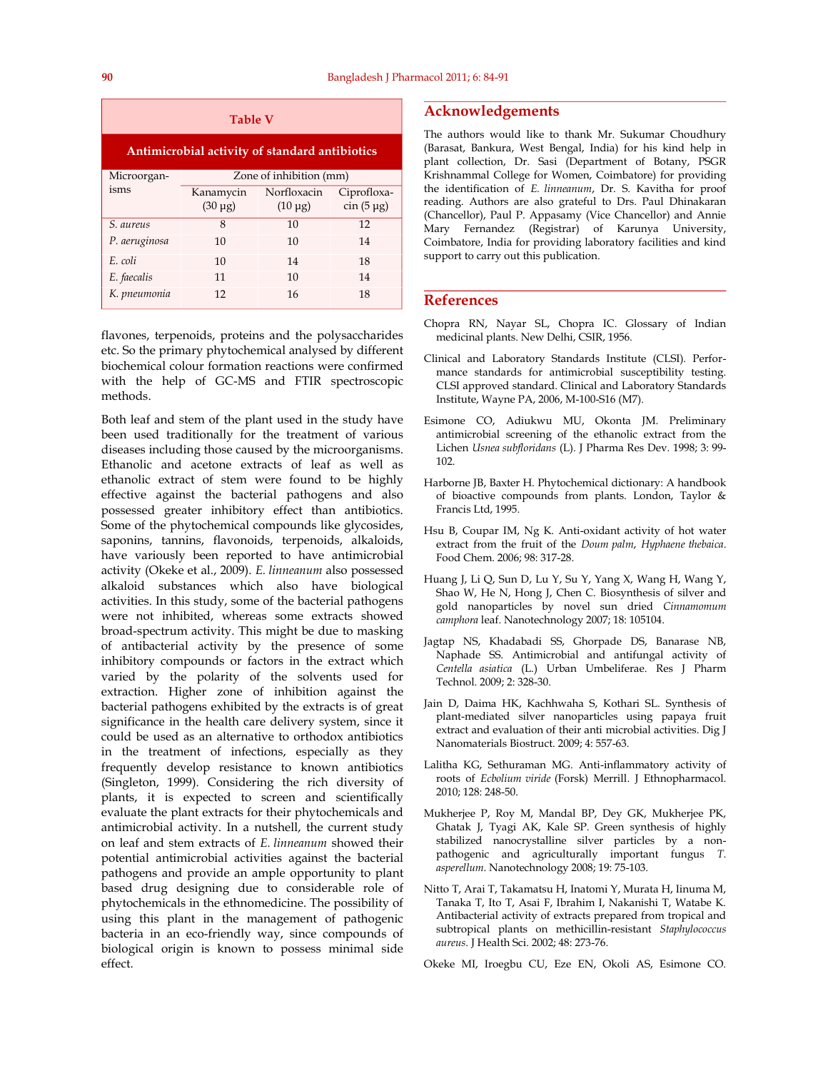**Table V**

**Antimicrobial activity of standard antibiotics**

| Microorganisms | Zone of inhibition (mm) | | |
|---|---|---|---|
| | Kanamycin (30 μg) | Norfloxacin (10 μg) | Ciprofloxacin (5 μg) |
| *S. aureus* | 8 | 10 | 12 |
| *P. aeruginosa* | 10 | 10 | 14 |
| *E. coli* | 10 | 14 | 18 |
| *E. faecalis* | 11 | 10 | 14 |
| *K. pneumonia* | 12 | 16 | 18 |

flavones, terpenoids, proteins and the polysaccharides etc. So the primary phytochemical analysed by different biochemical colour formation reactions were confirmed with the help of GC-MS and FTIR spectroscopic methods.

Both leaf and stem of the plant used in the study have been used traditionally for the treatment of various diseases including those caused by the microorganisms. Ethanolic and acetone extracts of leaf as well as ethanolic extract of stem were found to be highly effective against the bacterial pathogens and also possessed greater inhibitory effect than antibiotics. Some of the phytochemical compounds like glycosides, saponins, tannins, flavonoids, terpenoids, alkaloids, have variously been reported to have antimicrobial activity (Okeke et al., 2009). *E. linneanum* also possessed alkaloid substances which also have biological activities. In this study, some of the bacterial pathogens were not inhibited, whereas some extracts showed broad-spectrum activity. This might be due to masking of antibacterial activity by the presence of some inhibitory compounds or factors in the extract which varied by the polarity of the solvents used for extraction. Higher zone of inhibition against the bacterial pathogens exhibited by the extracts is of great significance in the health care delivery system, since it could be used as an alternative to orthodox antibiotics in the treatment of infections, especially as they frequently develop resistance to known antibiotics (Singleton, 1999). Considering the rich diversity of plants, it is expected to screen and scientifically evaluate the plant extracts for their phytochemicals and antimicrobial activity. In a nutshell, the current study on leaf and stem extracts of *E. linneanum* showed their potential antimicrobial activities against the bacterial pathogens and provide an ample opportunity to plant based drug designing due to considerable role of phytochemicals in the ethnomedicine. The possibility of using this plant in the management of pathogenic bacteria in an eco-friendly way, since compounds of biological origin is known to possess minimal side effect.

## Acknowledgements

The authors would like to thank Mr. Sukumar Choudhury (Barasat, Bankura, West Bengal, India) for his kind help in plant collection, Dr. Sasi (Department of Botany, PSGR Krishnammal College for Women, Coimbatore) for providing the identification of *E. linneanum*, Dr. S. Kavitha for proof reading. Authors are also grateful to Drs. Paul Dhinakaran (Chancellor), Paul P. Appasamy (Vice Chancellor) and Annie Mary Fernandez (Registrar) of Karunya University, Coimbatore, India for providing laboratory facilities and kind support to carry out this publication.

## References

Chopra RN, Nayar SL, Chopra IC. Glossary of Indian medicinal plants. New Delhi, CSIR, 1956.

Clinical and Laboratory Standards Institute (CLSI). Performance standards for antimicrobial susceptibility testing. CLSI approved standard. Clinical and Laboratory Standards Institute, Wayne PA, 2006, M-100-S16 (M7).

Esimone CO, Adiukwu MU, Okonta JM. Preliminary antimicrobial screening of the ethanolic extract from the Lichen *Usnea subfloridans* (L). J Pharma Res Dev. 1998; 3: 99-102.

Harborne JB, Baxter H. Phytochemical dictionary: A handbook of bioactive compounds from plants. London, Taylor & Francis Ltd, 1995.

Hsu B, Coupar IM, Ng K. Anti-oxidant activity of hot water extract from the fruit of the *Doum palm*, *Hyphaene thebaica*. Food Chem. 2006; 98: 317-28.

Huang J, Li Q, Sun D, Lu Y, Su Y, Yang X, Wang H, Wang Y, Shao W, He N, Hong J, Chen C. Biosynthesis of silver and gold nanoparticles by novel sun dried *Cinnamomum camphora* leaf. Nanotechnology 2007; 18: 105104.

Jagtap NS, Khadabadi SS, Ghorpade DS, Banarase NB, Naphade SS. Antimicrobial and antifungal activity of *Centella asiatica* (L.) Urban Umbeliferae. Res J Pharm Technol. 2009; 2: 328-30.

Jain D, Daima HK, Kachhwaha S, Kothari SL. Synthesis of plant-mediated silver nanoparticles using papaya fruit extract and evaluation of their anti microbial activities. Dig J Nanomaterials Biostruct. 2009; 4: 557-63.

Lalitha KG, Sethuraman MG. Anti-inflammatory activity of roots of *Ecbolium viride* (Forsk) Merrill. J Ethnopharmacol. 2010; 128: 248-50.

Mukherjee P, Roy M, Mandal BP, Dey GK, Mukherjee PK, Ghatak J, Tyagi AK, Kale SP. Green synthesis of highly stabilized nanocrystalline silver particles by a non-pathogenic and agriculturally important fungus *T. asperellum*. Nanotechnology 2008; 19: 75-103.

Nitto T, Arai T, Takamatsu H, Inatomi Y, Murata H, Iinuma M, Tanaka T, Ito T, Asai F, Ibrahim I, Nakanishi T, Watabe K. Antibacterial activity of extracts prepared from tropical and subtropical plants on methicillin-resistant *Staphylococcus aureus*. J Health Sci. 2002; 48: 273-76.

Okeke MI, Iroegbu CU, Eze EN, Okoli AS, Esimone CO.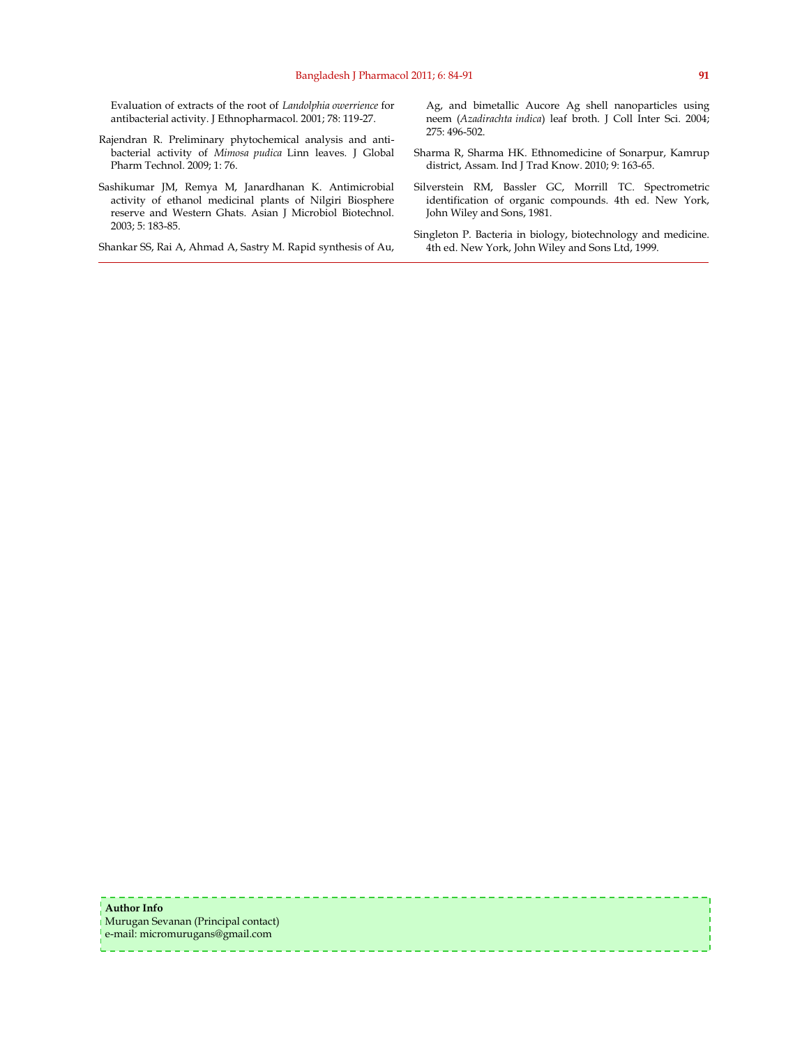Evaluation of extracts of the root of *Landolphia owerrience* for antibacterial activity. J Ethnopharmacol. 2001; 78: 119-27.

Rajendran R. Preliminary phytochemical analysis and antibacterial activity of *Mimosa pudica* Linn leaves. J Global Pharm Technol. 2009; 1: 76.

Sashikumar JM, Remya M, Janardhanan K. Antimicrobial activity of ethanol medicinal plants of Nilgiri Biosphere reserve and Western Ghats. Asian J Microbiol Biotechnol. 2003; 5: 183-85.

Shankar SS, Rai A, Ahmad A, Sastry M. Rapid synthesis of Au, Ag, and bimetallic Aucore Ag shell nanoparticles using neem (*Azadirachta indica*) leaf broth. J Coll Inter Sci. 2004; 275: 496-502.

Sharma R, Sharma HK. Ethnomedicine of Sonarpur, Kamrup district, Assam. Ind J Trad Know. 2010; 9: 163-65.

Silverstein RM, Bassler GC, Morrill TC. Spectrometric identification of organic compounds. 4th ed. New York, John Wiley and Sons, 1981.

Singleton P. Bacteria in biology, biotechnology and medicine. 4th ed. New York, John Wiley and Sons Ltd, 1999.

**Author Info**
Murugan Sevanan (Principal contact)
e-mail: micromurugans@gmail.com